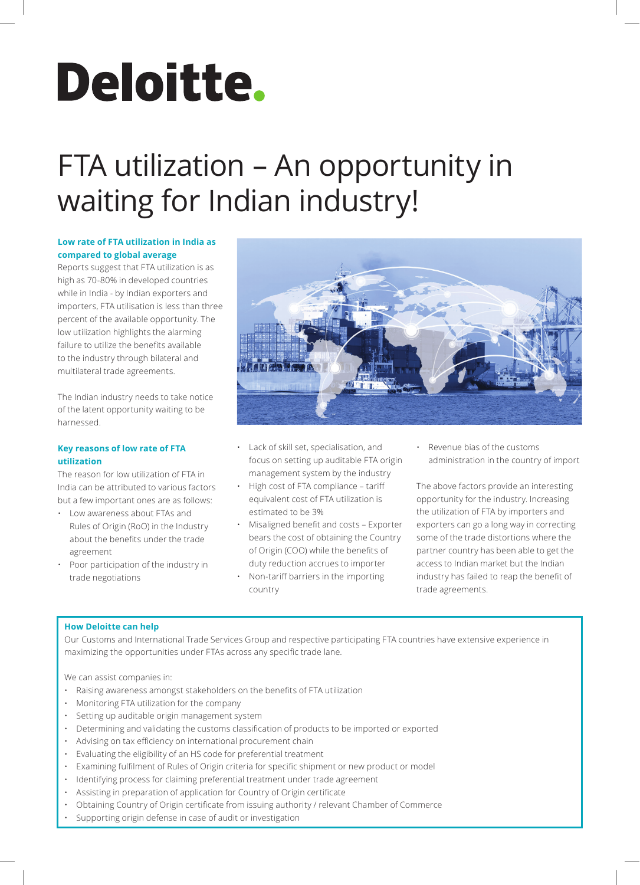# Deloitte.

# FTA utilization – An opportunity in waiting for Indian industry!

### Low rate of FTA utilization in India as compared to global average

Reports suggest that FTA utilization is as high as 70-80% in developed countries while in India - by Indian exporters and importers, FTA utilisation is less than three percent of the available opportunity. The low utilization highlights the alarming failure to utilize the benefits available to the industry through bilateral and multilateral trade agreements.

The Indian industry needs to take notice of the latent opportunity waiting to be harnessed.

### Key reasons of low rate of FTA utilization

The reason for low utilization of FTA in India can be attributed to various factors but a few important ones are as follows:

- Low awareness about FTAs and Rules of Origin (RoO) in the Industry about the benefits under the trade agreement
- Poor participation of the industry in trade negotiations
- Lack of skill set, specialisation, and focus on setting up auditable FTA origin management system by the industry
- High cost of FTA compliance – tariff equivalent cost of FTA utilization is estimated to be 3%
- Misaligned benefit and costs – Exporter bears the cost of obtaining the Country of Origin (COO) while the benefits of duty reduction accrues to importer
- Non-tariff barriers in the importing country
- Revenue bias of the customs administration in the country of import

The above factors provide an interesting opportunity for the industry. Increasing the utilization of FTA by importers and exporters can go a long way in correcting some of the trade distortions where the partner country has been able to get the access to Indian market but the Indian industry has failed to reap the benefit of trade agreements.

### How Deloitte can help

Our Customs and International Trade Services Group and respective participating FTA countries have extensive experience in maximizing the opportunities under FTAs across any specific trade lane.

We can assist companies in:

- Raising awareness amongst stakeholders on the benefits of FTA utilization
- Monitoring FTA utilization for the company
- Setting up auditable origin management system
- Determining and validating the customs classification of products to be imported or exported
- Advising on tax efficiency on international procurement chain
- Evaluating the eligibility of an HS code for preferential treatment
- Examining fulfilment of Rules of Origin criteria for specific shipment or new product or model
- Identifying process for claiming preferential treatment under trade agreement
- Assisting in preparation of application for Country of Origin certificate
- Obtaining Country of Origin certificate from issuing authority / relevant Chamber of Commerce
- Supporting origin defense in case of audit or investigation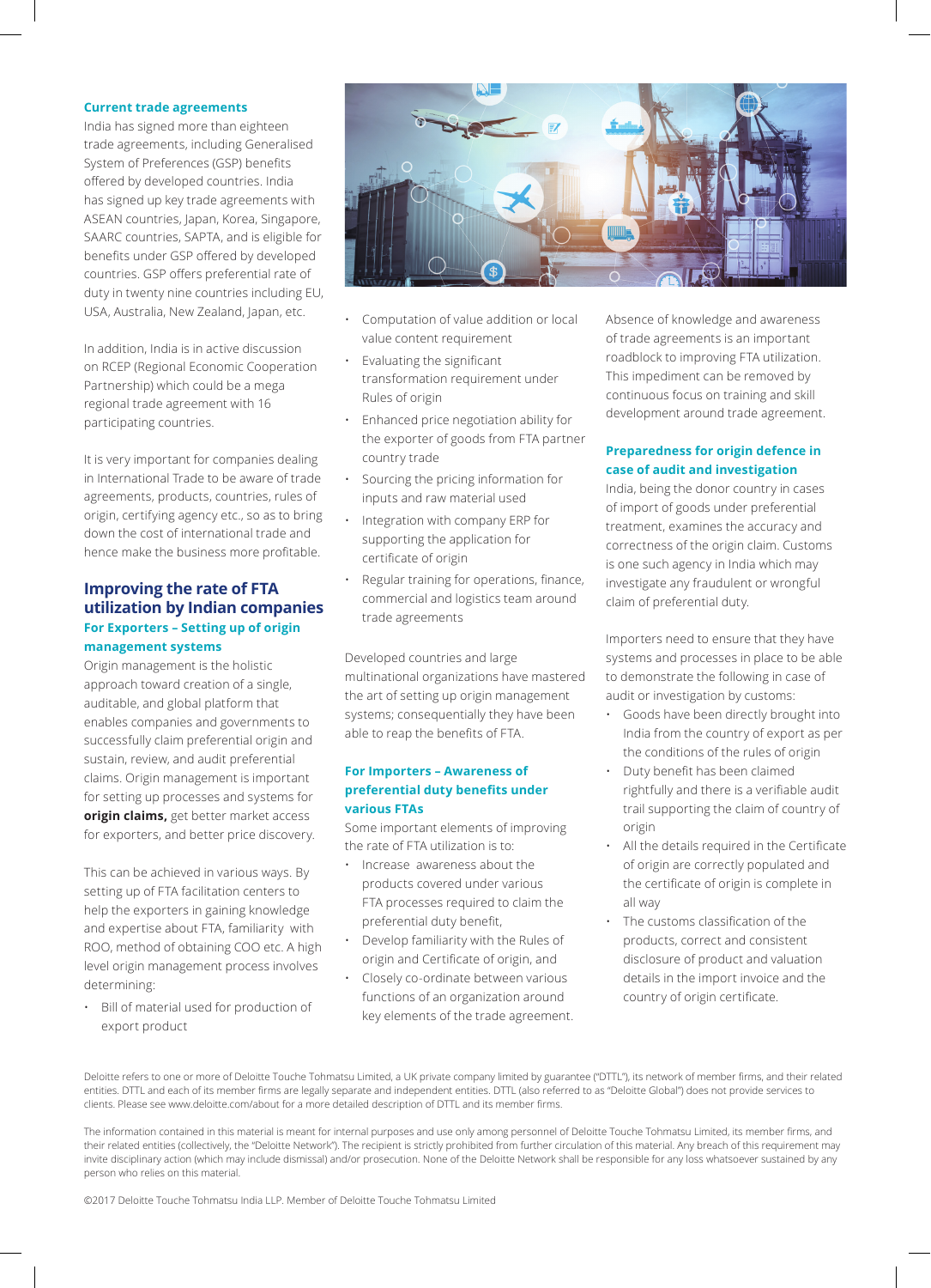### Current trade agreements

India has signed more than eighteen trade agreements, including Generalised System of Preferences (GSP) benefits offered by developed countries. India has signed up key trade agreements with ASEAN countries, Japan, Korea, Singapore, SAARC countries, SAPTA, and is eligible for benefits under GSP offered by developed countries. GSP offers preferential rate of duty in twenty nine countries including EU, USA, Australia, New Zealand, Japan, etc.

In addition, India is in active discussion on RCEP (Regional Economic Cooperation Partnership) which could be a mega regional trade agreement with 16 participating countries.

It is very important for companies dealing in International Trade to be aware of trade agreements, products, countries, rules of origin, certifying agency etc., so as to bring down the cost of international trade and hence make the business more profitable.

## Improving the rate of FTA utilization by Indian companies

### For Exporters – Setting up of origin management systems

Origin management is the holistic approach toward creation of a single, auditable, and global platform that enables companies and governments to successfully claim preferential origin and sustain, review, and audit preferential claims. Origin management is important for setting up processes and systems for **origin claims,** get better market access for exporters, and better price discovery.

This can be achieved in various ways. By setting up of FTA facilitation centers to help the exporters in gaining knowledge and expertise about FTA, familiarity with ROO, method of obtaining COO etc. A high level origin management process involves determining:

- Bill of material used for production of export product
- Computation of value addition or local value content requirement
- Evaluating the significant transformation requirement under Rules of origin
- Enhanced price negotiation ability for the exporter of goods from FTA partner country trade
- Sourcing the pricing information for inputs and raw material used
- Integration with company ERP for supporting the application for certificate of origin
- Regular training for operations, finance, commercial and logistics team around trade agreements

Developed countries and large multinational organizations have mastered the art of setting up origin management systems; consequentially they have been able to reap the benefits of FTA.

### For Importers – Awareness of preferential duty benefits under various FTAs

Some important elements of improving the rate of FTA utilization is to:

- Increase awareness about the products covered under various FTA processes required to claim the preferential duty benefit,
- Develop familiarity with the Rules of origin and Certificate of origin, and
- Closely co-ordinate between various functions of an organization around key elements of the trade agreement.

Absence of knowledge and awareness of trade agreements is an important roadblock to improving FTA utilization. This impediment can be removed by continuous focus on training and skill development around trade agreement.

### Preparedness for origin defence in case of audit and investigation

India, being the donor country in cases of import of goods under preferential treatment, examines the accuracy and correctness of the origin claim. Customs is one such agency in India which may investigate any fraudulent or wrongful claim of preferential duty.

Importers need to ensure that they have systems and processes in place to be able to demonstrate the following in case of audit or investigation by customs:

- Goods have been directly brought into India from the country of export as per the conditions of the rules of origin
- Duty benefit has been claimed rightfully and there is a verifiable audit trail supporting the claim of country of origin
- All the details required in the Certificate of origin are correctly populated and the certificate of origin is complete in all way
- The customs classification of the products, correct and consistent disclosure of product and valuation details in the import invoice and the country of origin certificate.

Deloitte refers to one or more of Deloitte Touche Tohmatsu Limited, a UK private company limited by guarantee ("DTTL"), its network of member firms, and their related entities. DTTL and each of its member firms are legally separate and independent entities. DTTL (also referred to as "Deloitte Global") does not provide services to clients. Please see www.deloitte.com/about for a more detailed description of DTTL and its member firms.

The information contained in this material is meant for internal purposes and use only among personnel of Deloitte Touche Tohmatsu Limited, its member firms, and their related entities (collectively, the "Deloitte Network"). The recipient is strictly prohibited from further circulation of this material. Any breach of this requirement may invite disciplinary action (which may include dismissal) and/or prosecution. None of the Deloitte Network shall be responsible for any loss whatsoever sustained by any person who relies on this material.

©2017 Deloitte Touche Tohmatsu India LLP. Member of Deloitte Touche Tohmatsu Limited